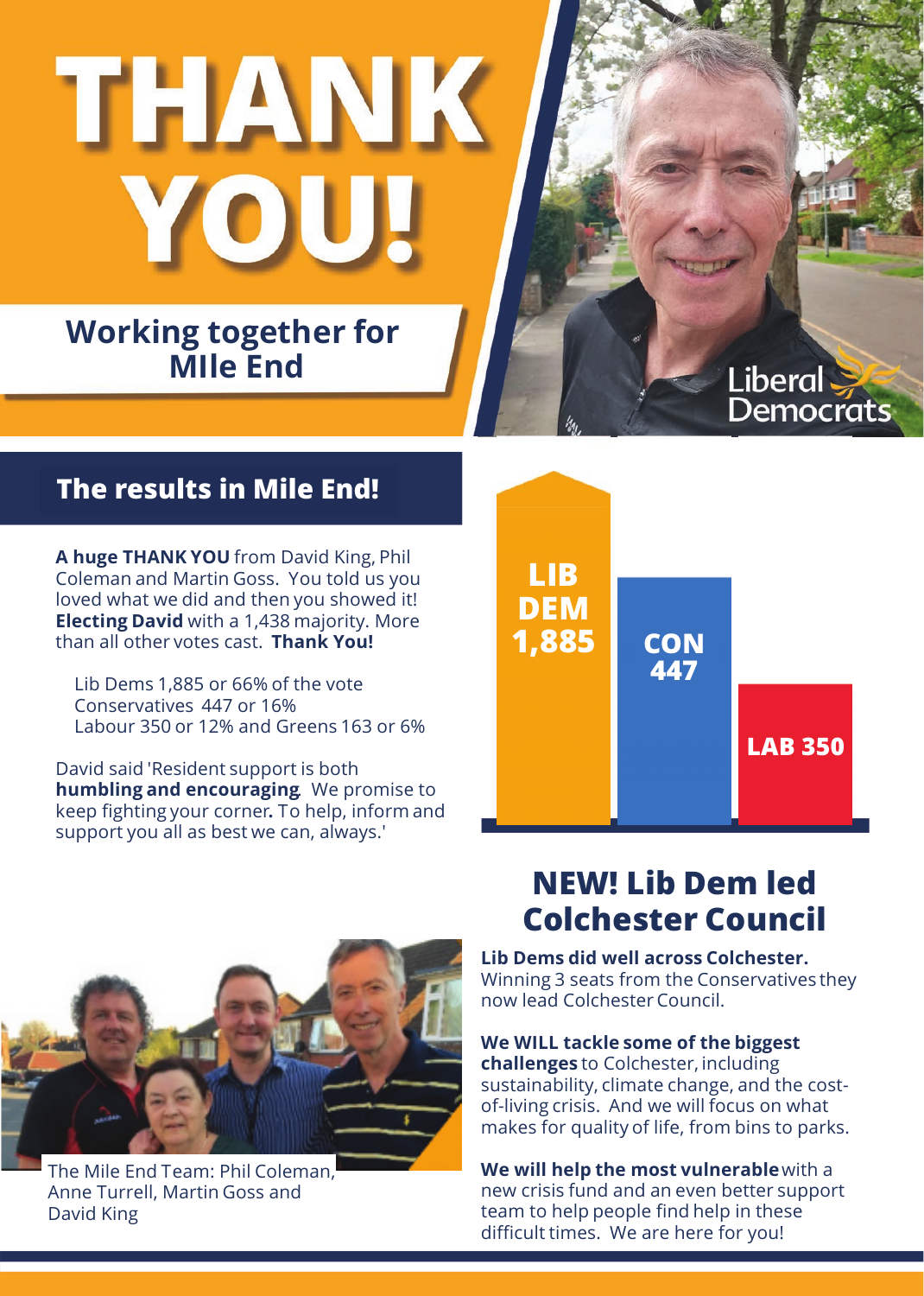# THANK YOU!

## Working together for MIle End

Liberal Democrats

## The results in Mile End!

**A huge THANK YOU** from David King, Phil Coleman and Martin Goss. You told us you loved what we did and then you showed it! **Electing David** with a 1,438 majority. More than all other votes cast. **Thank You!**

Lib Dems 1,885 or 66% of the vote
Conservatives 447 or 16%
Labour 350 or 12% and Greens 163 or 6%

David said 'Resident support is both **humbling and encouraging**. We promise to keep fighting your corner**.** To help, inform and support you all as best we can, always.'

LIB DEM 1,885
CON 447
LAB 350

The Mile End Team: Phil Coleman, Anne Turrell, Martin Goss and David King

## NEW! Lib Dem led Colchester Council

**Lib Dems did well across Colchester.** Winning 3 seats from the Conservatives they now lead Colchester Council.

**We WILL tackle some of the biggest challenges** to Colchester, including sustainability, climate change, and the cost-of-living crisis. And we will focus on what makes for quality of life, from bins to parks.

**We will help the most vulnerable** with a new crisis fund and an even better support team to help people find help in these difficult times. We are here for you!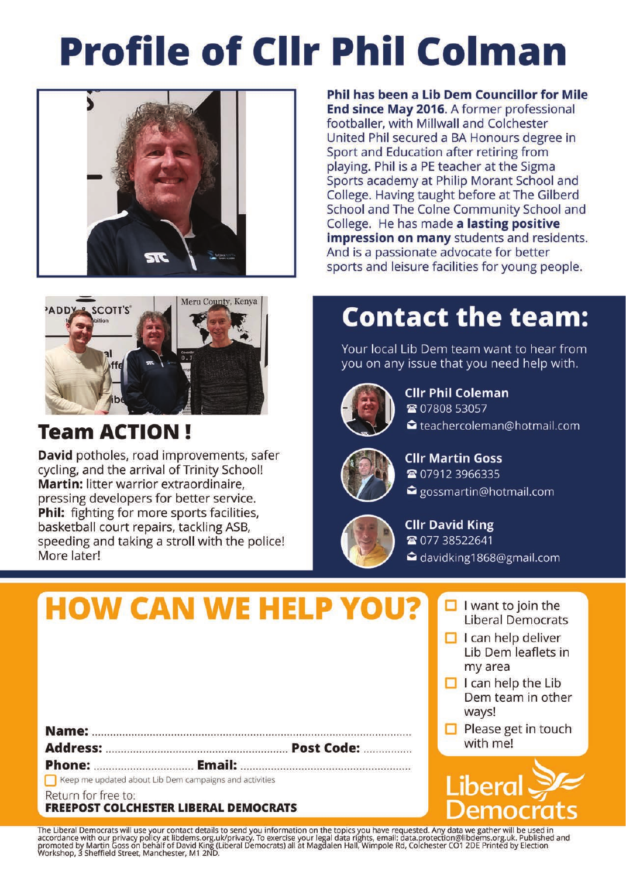# Profile of Cllr Phil Colman

**Phil has been a Lib Dem Councillor for Mile End since May 2016**. A former professional footballer, with Millwall and Colchester United Phil secured a BA Honours degree in Sport and Education after retiring from playing. Phil is a PE teacher at the Sigma Sports academy at Philip Morant School and College. Having taught before at The Gilberd School and The Colne Community School and College. He has made **a lasting positive impression on many** students and residents. And is a passionate advocate for better sports and leisure facilities for young people.

## Team ACTION !

**David** potholes, road improvements, safer cycling, and the arrival of Trinity School!
**Martin:** litter warrior extraordinaire, pressing developers for better service.
**Phil:** fighting for more sports facilities, basketball court repairs, tackling ASB, speeding and taking a stroll with the police!
More later!

## Contact the team:

Your local Lib Dem team want to hear from you on any issue that you need help with.

**Cllr Phil Coleman**
☎ 07808 53057
teachercoleman@hotmail.com

**Cllr Martin Goss**
☎ 07912 3966335
gossmartin@hotmail.com

**Cllr David King**
☎ 077 38522641
davidking1868@gmail.com

# HOW CAN WE HELP YOU?

**Name:** ..........
**Address:** .......... **Post Code:** ..........
**Phone:** .......... **Email:** ..........

☐ Keep me updated about Lib Dem campaigns and activities

Return for free to:
**FREEPOST COLCHESTER LIBERAL DEMOCRATS**

- ☐ I want to join the Liberal Democrats
- ☐ I can help deliver Lib Dem leaflets in my area
- ☐ I can help the Lib Dem team in other ways!
- ☐ Please get in touch with me!

Liberal Democrats

The Liberal Democrats will use your contact details to send you information on the topics you have requested. Any data we gather will be used in accordance with our privacy policy at libdems.org.uk/privacy. To exercise your legal data rights, email: data.protection@libdems.org.uk. Published and promoted by Martin Goss on behalf of David King (Liberal Democrats) all at Magdalen Hall, Wimpole Rd, Colchester CO1 2DE Printed by Election Workshop, 3 Sheffield Street, Manchester, M1 2ND.